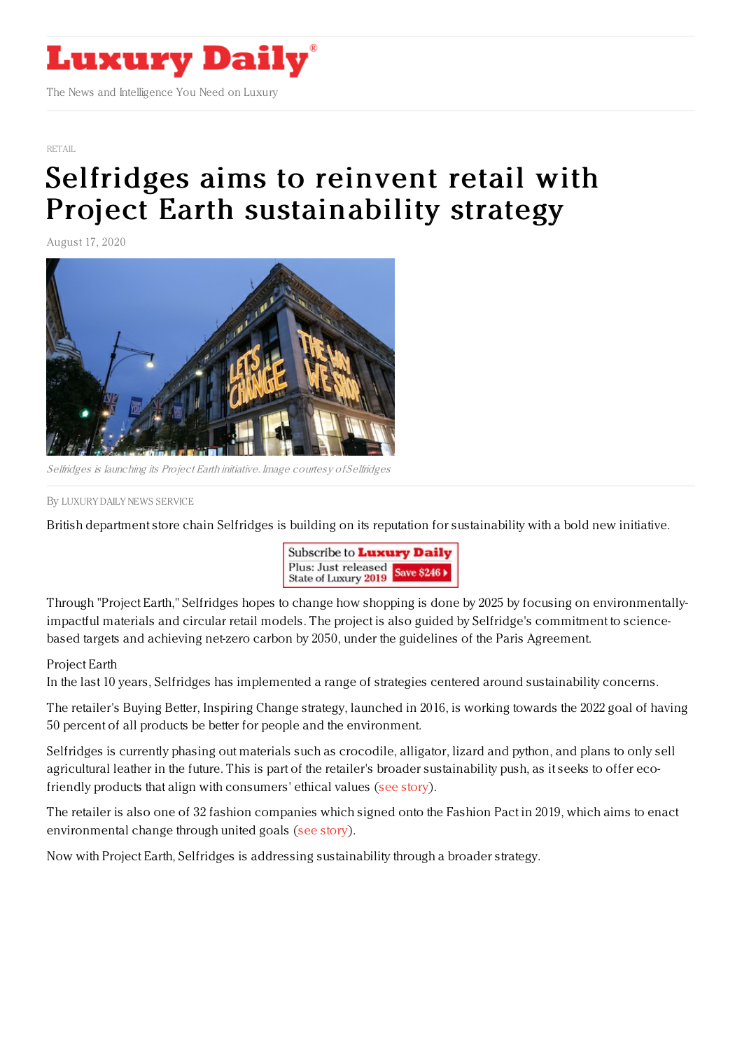# Luxury Daily

The News and Intelligence You Need on Luxury

RETAIL

# Selfridges aims to reinvent retail with Project Earth sustainability strategy

August 17, 2020

*Selfridges is launching its Project Earth initiative. Image courtesy of Selfridges*

By LUXURY DAILY NEWS SERVICE

British department store chain Selfridges is building on its reputation for sustainability with a bold new initiative.

Through "Project Earth," Selfridges hopes to change how shopping is done by 2025 by focusing on environmentally-impactful materials and circular retail models. The project is also guided by Selfridge's commitment to science-based targets and achieving net-zero carbon by 2050, under the guidelines of the Paris Agreement.

Project Earth

In the last 10 years, Selfridges has implemented a range of strategies centered around sustainability concerns.

The retailer's Buying Better, Inspiring Change strategy, launched in 2016, is working towards the 2022 goal of having 50 percent of all products be better for people and the environment.

Selfridges is currently phasing out materials such as crocodile, alligator, lizard and python, and plans to only sell agricultural leather in the future. This is part of the retailer's broader sustainability push, as it seeks to offer eco-friendly products that align with consumers' ethical values (see story).

The retailer is also one of 32 fashion companies which signed onto the Fashion Pact in 2019, which aims to enact environmental change through united goals (see story).

Now with Project Earth, Selfridges is addressing sustainability through a broader strategy.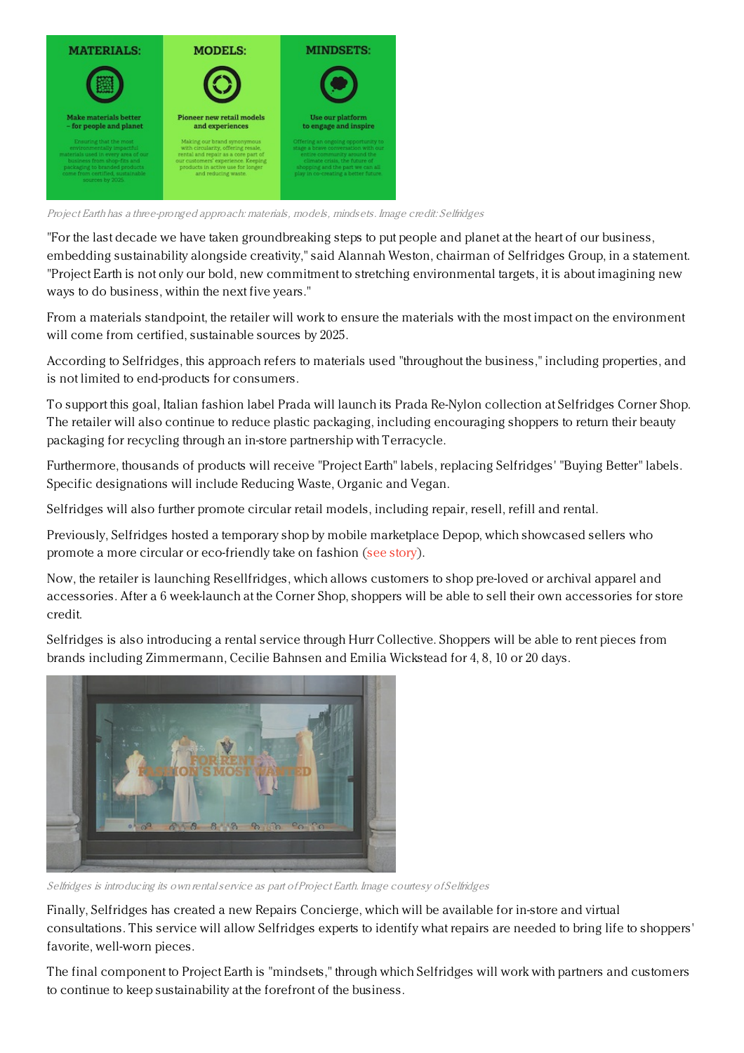Project Earth has a three-pronged approach: materials, models, mindsets. Image credit: Selfridges

"For the last decade we have taken groundbreaking steps to put people and planet at the heart of our business, embedding sustainability alongside creativity," said Alannah Weston, chairman of Selfridges Group, in a statement. "Project Earth is not only our bold, new commitment to stretching environmental targets, it is about imagining new ways to do business, within the next five years."

From a materials standpoint, the retailer will work to ensure the materials with the most impact on the environment will come from certified, sustainable sources by 2025.

According to Selfridges, this approach refers to materials used "throughout the business," including properties, and is not limited to end-products for consumers.

To support this goal, Italian fashion label Prada will launch its Prada Re-Nylon collection at Selfridges Corner Shop. The retailer will also continue to reduce plastic packaging, including encouraging shoppers to return their beauty packaging for recycling through an in-store partnership with Terracycle.

Furthermore, thousands of products will receive "Project Earth" labels, replacing Selfridges' "Buying Better" labels. Specific designations will include Reducing Waste, Organic and Vegan.

Selfridges will also further promote circular retail models, including repair, resell, refill and rental.

Previously, Selfridges hosted a temporary shop by mobile marketplace Depop, which showcased sellers who promote a more circular or eco-friendly take on fashion (see story).

Now, the retailer is launching Resellfridges, which allows customers to shop pre-loved or archival apparel and accessories. After a 6 week-launch at the Corner Shop, shoppers will be able to sell their own accessories for store credit.

Selfridges is also introducing a rental service through Hurr Collective. Shoppers will be able to rent pieces from brands including Zimmermann, Cecilie Bahnsen and Emilia Wickstead for 4, 8, 10 or 20 days.

Selfridges is introducing its own rental service as part of Project Earth. Image courtesy of Selfridges

Finally, Selfridges has created a new Repairs Concierge, which will be available for in-store and virtual consultations. This service will allow Selfridges experts to identify what repairs are needed to bring life to shoppers' favorite, well-worn pieces.

The final component to Project Earth is "mindsets," through which Selfridges will work with partners and customers to continue to keep sustainability at the forefront of the business.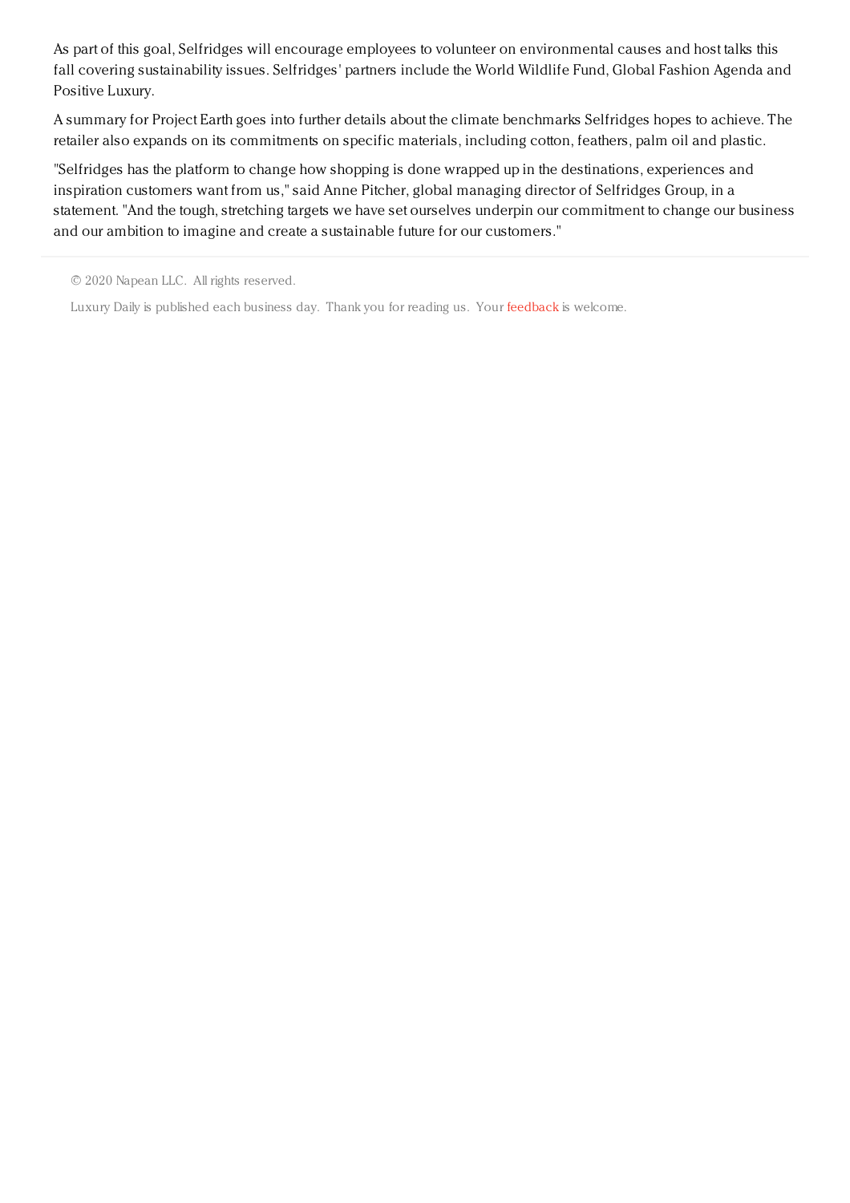As part of this goal, Selfridges will encourage employees to volunteer on environmental causes and host talks this fall covering sustainability issues. Selfridges' partners include the World Wildlife Fund, Global Fashion Agenda and Positive Luxury.

A summary for Project Earth goes into further details about the climate benchmarks Selfridges hopes to achieve. The retailer also expands on its commitments on specific materials, including cotton, feathers, palm oil and plastic.

"Selfridges has the platform to change how shopping is done wrapped up in the destinations, experiences and inspiration customers want from us," said Anne Pitcher, global managing director of Selfridges Group, in a statement. "And the tough, stretching targets we have set ourselves underpin our commitment to change our business and our ambition to imagine and create a sustainable future for our customers."

© 2020 Napean LLC. All rights reserved.

Luxury Daily is published each business day. Thank you for reading us. Your feedback is welcome.